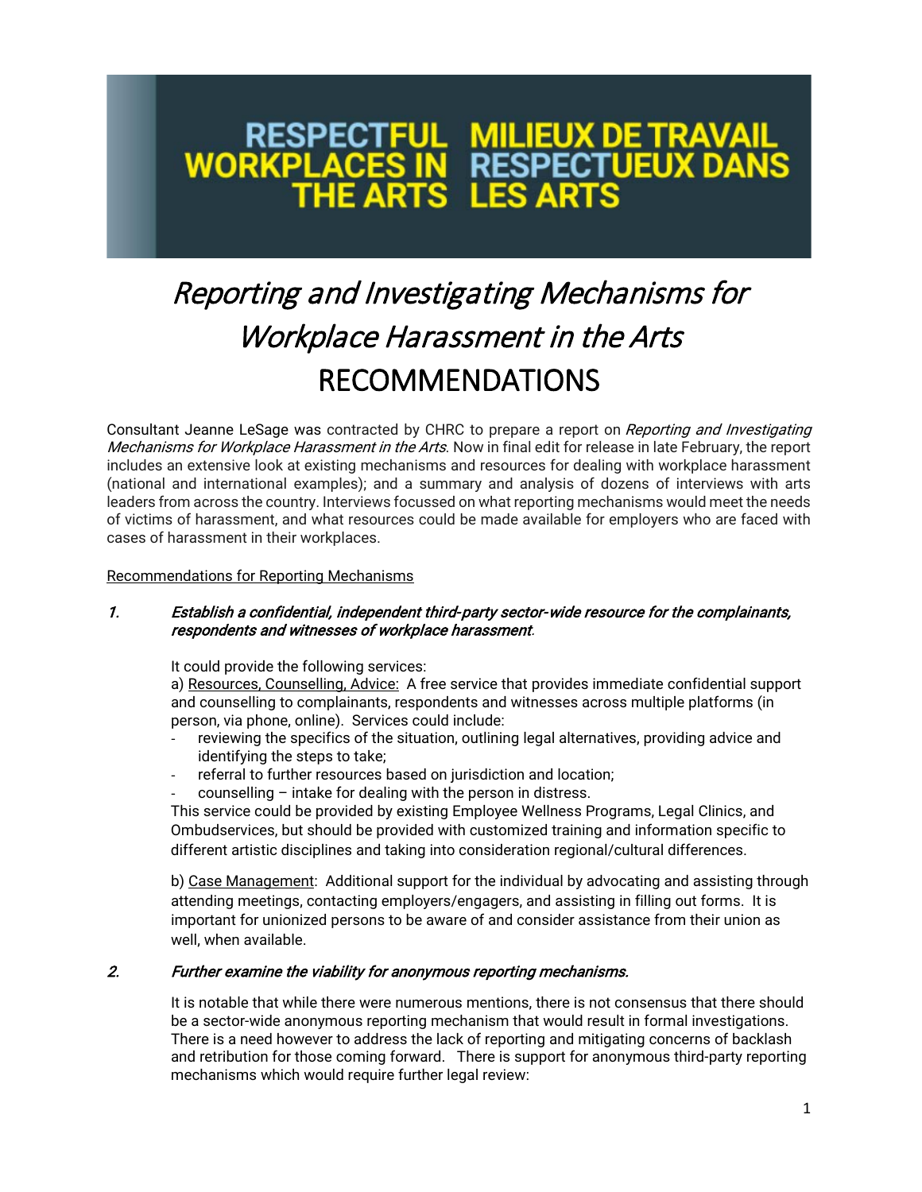# RESPECTFUL WORKPLACES IN THE ARTS

# MILIEUX DE TRAVAIL RESPECTUEUX DANS LES ARTS

# *Reporting and Investigating Mechanisms for Workplace Harassment in the Arts*

# RECOMMENDATIONS

Consultant Jeanne LeSage was contracted by CHRC to prepare a report on *Reporting and Investigating Mechanisms for Workplace Harassment in the Arts*. Now in final edit for release in late February, the report includes an extensive look at existing mechanisms and resources for dealing with workplace harassment (national and international examples); and a summary and analysis of dozens of interviews with arts leaders from across the country. Interviews focussed on what reporting mechanisms would meet the needs of victims of harassment, and what resources could be made available for employers who are faced with cases of harassment in their workplaces.

<u>Recommendations for Reporting Mechanisms</u>

***1. Establish a confidential, independent third-party sector-wide resource for the complainants, respondents and witnesses of workplace harassment.***

It could provide the following services:

a) <u>Resources, Counselling, Advice:</u> A free service that provides immediate confidential support and counselling to complainants, respondents and witnesses across multiple platforms (in person, via phone, online). Services could include:

- reviewing the specifics of the situation, outlining legal alternatives, providing advice and identifying the steps to take;
- referral to further resources based on jurisdiction and location;
- counselling – intake for dealing with the person in distress.

This service could be provided by existing Employee Wellness Programs, Legal Clinics, and Ombudservices, but should be provided with customized training and information specific to different artistic disciplines and taking into consideration regional/cultural differences.

b) <u>Case Management</u>: Additional support for the individual by advocating and assisting through attending meetings, contacting employers/engagers, and assisting in filling out forms. It is important for unionized persons to be aware of and consider assistance from their union as well, when available.

***2. Further examine the viability for anonymous reporting mechanisms.***

It is notable that while there were numerous mentions, there is not consensus that there should be a sector-wide anonymous reporting mechanism that would result in formal investigations. There is a need however to address the lack of reporting and mitigating concerns of backlash and retribution for those coming forward. There is support for anonymous third-party reporting mechanisms which would require further legal review: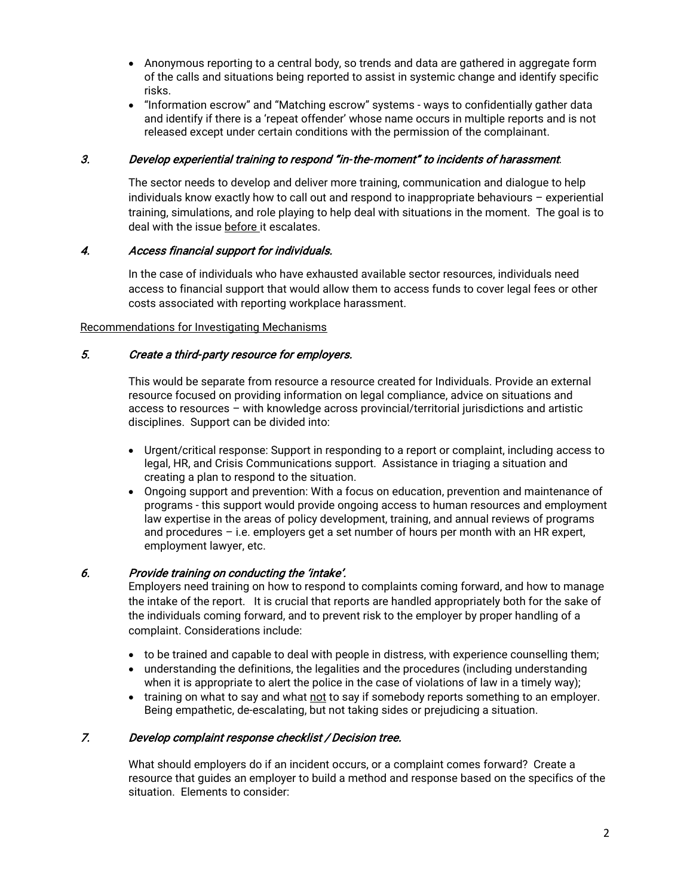- Anonymous reporting to a central body, so trends and data are gathered in aggregate form of the calls and situations being reported to assist in systemic change and identify specific risks.
- "Information escrow" and "Matching escrow" systems - ways to confidentially gather data and identify if there is a 'repeat offender' whose name occurs in multiple reports and is not released except under certain conditions with the permission of the complainant.

### 3. *Develop experiential training to respond "in-the-moment" to incidents of harassment.*

The sector needs to develop and deliver more training, communication and dialogue to help individuals know exactly how to call out and respond to inappropriate behaviours – experiential training, simulations, and role playing to help deal with situations in the moment. The goal is to deal with the issue before it escalates.

### 4. *Access financial support for individuals.*

In the case of individuals who have exhausted available sector resources, individuals need access to financial support that would allow them to access funds to cover legal fees or other costs associated with reporting workplace harassment.

Recommendations for Investigating Mechanisms

### 5. *Create a third-party resource for employers.*

This would be separate from resource a resource created for Individuals. Provide an external resource focused on providing information on legal compliance, advice on situations and access to resources – with knowledge across provincial/territorial jurisdictions and artistic disciplines. Support can be divided into:

- Urgent/critical response: Support in responding to a report or complaint, including access to legal, HR, and Crisis Communications support. Assistance in triaging a situation and creating a plan to respond to the situation.
- Ongoing support and prevention: With a focus on education, prevention and maintenance of programs - this support would provide ongoing access to human resources and employment law expertise in the areas of policy development, training, and annual reviews of programs and procedures – i.e. employers get a set number of hours per month with an HR expert, employment lawyer, etc.

### 6. *Provide training on conducting the 'intake'.*

Employers need training on how to respond to complaints coming forward, and how to manage the intake of the report. It is crucial that reports are handled appropriately both for the sake of the individuals coming forward, and to prevent risk to the employer by proper handling of a complaint. Considerations include:

- to be trained and capable to deal with people in distress, with experience counselling them;
- understanding the definitions, the legalities and the procedures (including understanding when it is appropriate to alert the police in the case of violations of law in a timely way);
- training on what to say and what not to say if somebody reports something to an employer. Being empathetic, de-escalating, but not taking sides or prejudicing a situation.

### 7. *Develop complaint response checklist / Decision tree.*

What should employers do if an incident occurs, or a complaint comes forward? Create a resource that guides an employer to build a method and response based on the specifics of the situation. Elements to consider: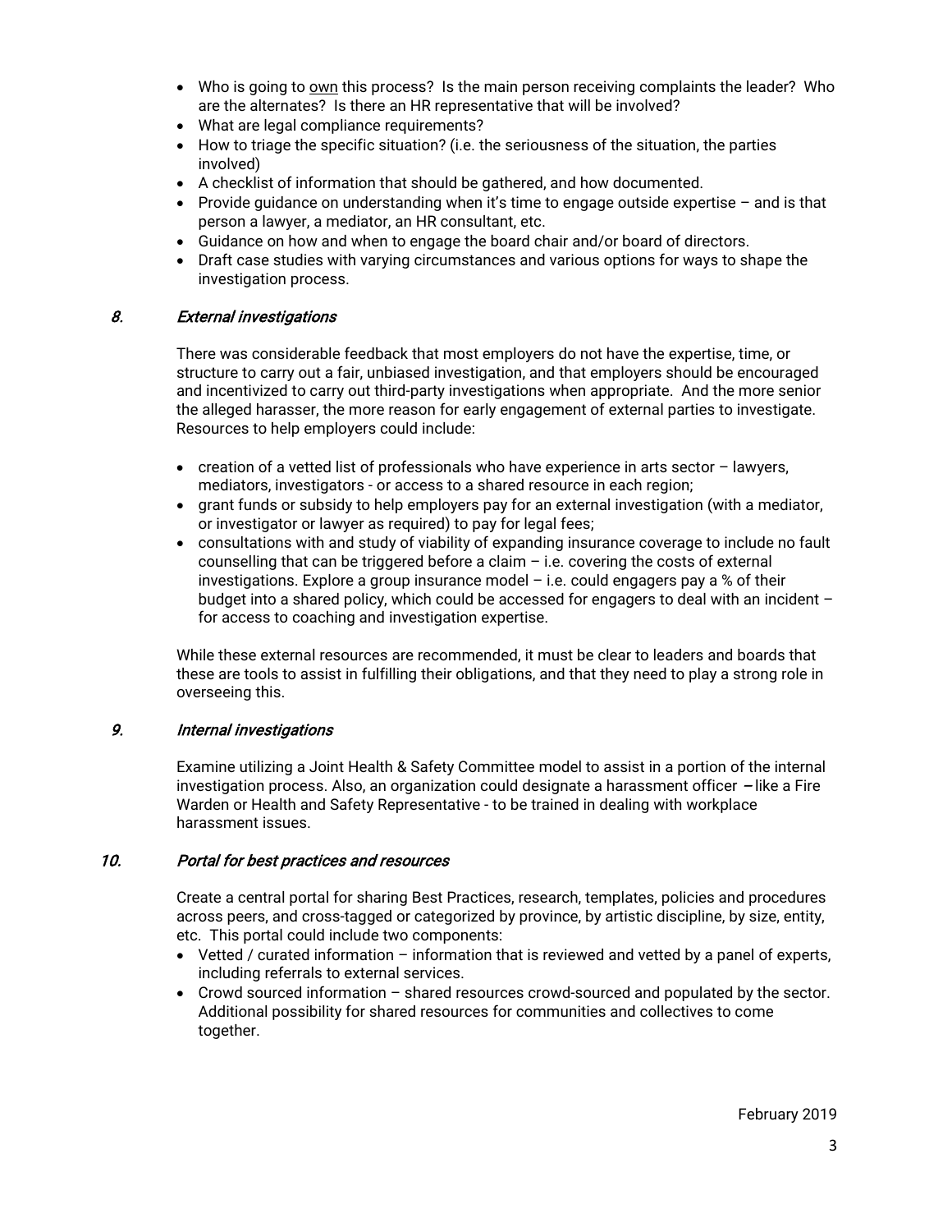- Who is going to <u>own</u> this process? Is the main person receiving complaints the leader? Who are the alternates? Is there an HR representative that will be involved?
- What are legal compliance requirements?
- How to triage the specific situation? (i.e. the seriousness of the situation, the parties involved)
- A checklist of information that should be gathered, and how documented.
- Provide guidance on understanding when it's time to engage outside expertise – and is that person a lawyer, a mediator, an HR consultant, etc.
- Guidance on how and when to engage the board chair and/or board of directors.
- Draft case studies with varying circumstances and various options for ways to shape the investigation process.

### 8. *External investigations*

There was considerable feedback that most employers do not have the expertise, time, or structure to carry out a fair, unbiased investigation, and that employers should be encouraged and incentivized to carry out third-party investigations when appropriate. And the more senior the alleged harasser, the more reason for early engagement of external parties to investigate. Resources to help employers could include:

- creation of a vetted list of professionals who have experience in arts sector – lawyers, mediators, investigators - or access to a shared resource in each region;
- grant funds or subsidy to help employers pay for an external investigation (with a mediator, or investigator or lawyer as required) to pay for legal fees;
- consultations with and study of viability of expanding insurance coverage to include no fault counselling that can be triggered before a claim – i.e. covering the costs of external investigations. Explore a group insurance model – i.e. could engagers pay a % of their budget into a shared policy, which could be accessed for engagers to deal with an incident – for access to coaching and investigation expertise.

While these external resources are recommended, it must be clear to leaders and boards that these are tools to assist in fulfilling their obligations, and that they need to play a strong role in overseeing this.

### 9. *Internal investigations*

Examine utilizing a Joint Health & Safety Committee model to assist in a portion of the internal investigation process. Also, an organization could designate a harassment officer – like a Fire Warden or Health and Safety Representative - to be trained in dealing with workplace harassment issues.

### 10. *Portal for best practices and resources*

Create a central portal for sharing Best Practices, research, templates, policies and procedures across peers, and cross-tagged or categorized by province, by artistic discipline, by size, entity, etc. This portal could include two components:

- Vetted / curated information – information that is reviewed and vetted by a panel of experts, including referrals to external services.
- Crowd sourced information – shared resources crowd-sourced and populated by the sector. Additional possibility for shared resources for communities and collectives to come together.

February 2019